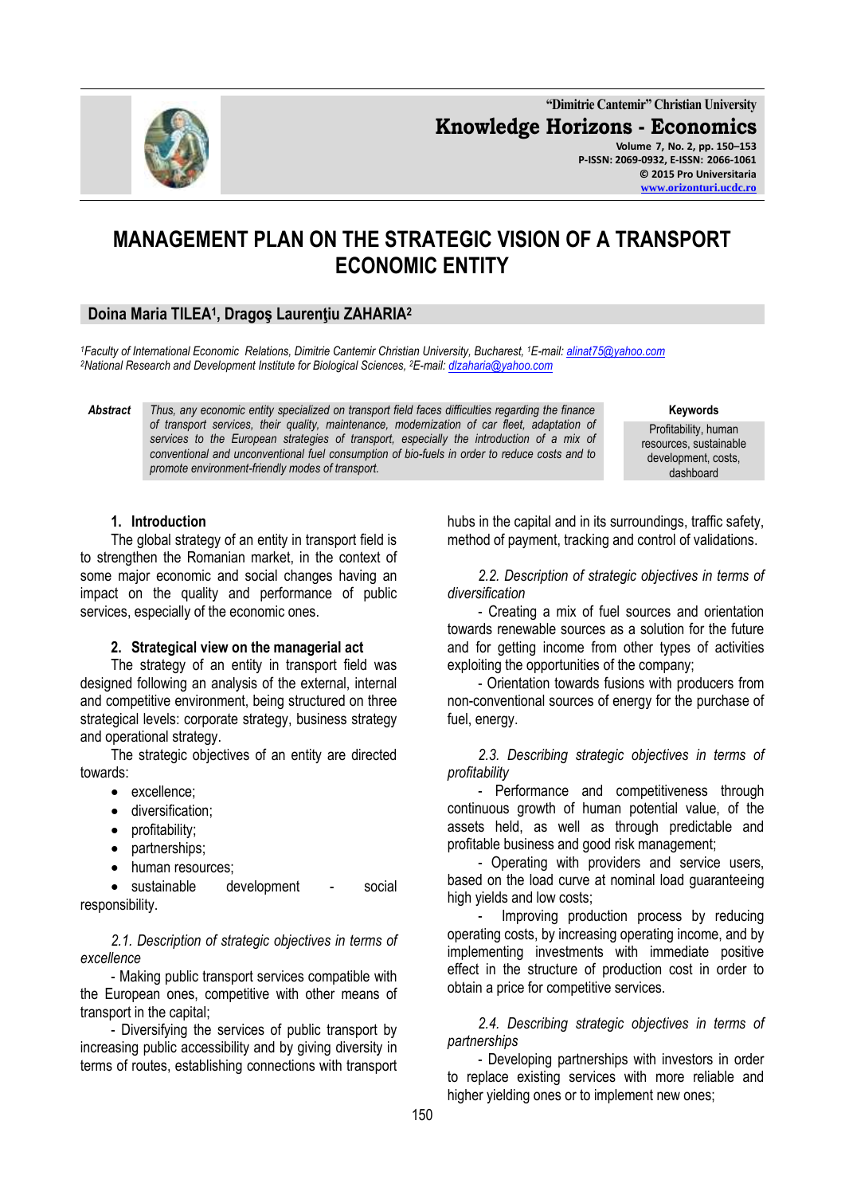# MANAGEMENT PLAN ON THE STRATEGIC VISION OF A TRANSPORT ECONOMIC ENTITY

**Doina Maria TILEA[1], Dragoş Laurenţiu ZAHARIA[2]**

*[1]Faculty of International Economic Relations, Dimitrie Cantemir Christian University, Bucharest, [1]E-mail: alinat75@yahoo.com*
*[2]National Research and Development Institute for Biological Sciences, [2]E-mail: dlzaharia@yahoo.com*

**Abstract** *Thus, any economic entity specialized on transport field faces difficulties regarding the finance of transport services, their quality, maintenance, modernization of car fleet, adaptation of services to the European strategies of transport, especially the introduction of a mix of conventional and unconventional fuel consumption of bio-fuels in order to reduce costs and to promote environment-friendly modes of transport.*

**Keywords** Profitability, human resources, sustainable development, costs, dashboard

## 1. Introduction

The global strategy of an entity in transport field is to strengthen the Romanian market, in the context of some major economic and social changes having an impact on the quality and performance of public services, especially of the economic ones.

## 2. Strategical view on the managerial act

The strategy of an entity in transport field was designed following an analysis of the external, internal and competitive environment, being structured on three strategical levels: corporate strategy, business strategy and operational strategy.

The strategic objectives of an entity are directed towards:

- excellence;
- diversification;
- profitability;
- partnerships;
- human resources;
- sustainable development - social responsibility.

### *2.1. Description of strategic objectives in terms of excellence*

- Making public transport services compatible with the European ones, competitive with other means of transport in the capital;

- Diversifying the services of public transport by increasing public accessibility and by giving diversity in terms of routes, establishing connections with transport hubs in the capital and in its surroundings, traffic safety, method of payment, tracking and control of validations.

### *2.2. Description of strategic objectives in terms of diversification*

- Creating a mix of fuel sources and orientation towards renewable sources as a solution for the future and for getting income from other types of activities exploiting the opportunities of the company;

- Orientation towards fusions with producers from non-conventional sources of energy for the purchase of fuel, energy.

### *2.3. Describing strategic objectives in terms of profitability*

- Performance and competitiveness through continuous growth of human potential value, of the assets held, as well as through predictable and profitable business and good risk management;

- Operating with providers and service users, based on the load curve at nominal load guaranteeing high yields and low costs;

- Improving production process by reducing operating costs, by increasing operating income, and by implementing investments with immediate positive effect in the structure of production cost in order to obtain a price for competitive services.

### *2.4. Describing strategic objectives in terms of partnerships*

- Developing partnerships with investors in order to replace existing services with more reliable and higher yielding ones or to implement new ones;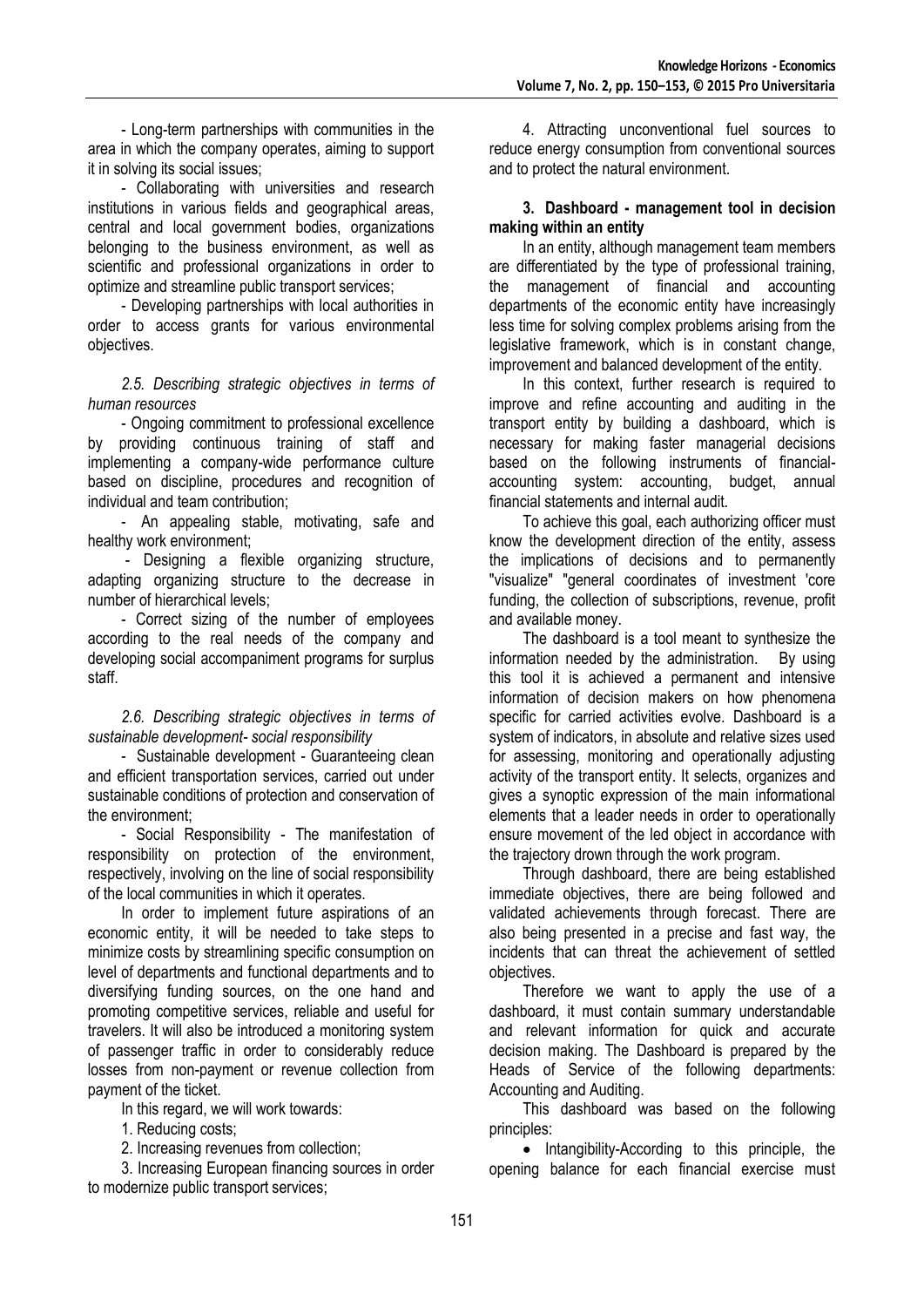- Long-term partnerships with communities in the area in which the company operates, aiming to support it in solving its social issues;

- Collaborating with universities and research institutions in various fields and geographical areas, central and local government bodies, organizations belonging to the business environment, as well as scientific and professional organizations in order to optimize and streamline public transport services;

- Developing partnerships with local authorities in order to access grants for various environmental objectives.

*2.5. Describing strategic objectives in terms of human resources*

- Ongoing commitment to professional excellence by providing continuous training of staff and implementing a company-wide performance culture based on discipline, procedures and recognition of individual and team contribution;

- An appealing stable, motivating, safe and healthy work environment;

- Designing a flexible organizing structure, adapting organizing structure to the decrease in number of hierarchical levels;

- Correct sizing of the number of employees according to the real needs of the company and developing social accompaniment programs for surplus staff.

*2.6. Describing strategic objectives in terms of sustainable development- social responsibility*

- Sustainable development - Guaranteeing clean and efficient transportation services, carried out under sustainable conditions of protection and conservation of the environment;

- Social Responsibility - The manifestation of responsibility on protection of the environment, respectively, involving on the line of social responsibility of the local communities in which it operates.

In order to implement future aspirations of an economic entity, it will be needed to take steps to minimize costs by streamlining specific consumption on level of departments and functional departments and to diversifying funding sources, on the one hand and promoting competitive services, reliable and useful for travelers. It will also be introduced a monitoring system of passenger traffic in order to considerably reduce losses from non-payment or revenue collection from payment of the ticket.

In this regard, we will work towards:

1. Reducing costs;
2. Increasing revenues from collection;
3. Increasing European financing sources in order to modernize public transport services;
4. Attracting unconventional fuel sources to reduce energy consumption from conventional sources and to protect the natural environment.

### 3. Dashboard - management tool in decision making within an entity

In an entity, although management team members are differentiated by the type of professional training, the management of financial and accounting departments of the economic entity have increasingly less time for solving complex problems arising from the legislative framework, which is in constant change, improvement and balanced development of the entity.

In this context, further research is required to improve and refine accounting and auditing in the transport entity by building a dashboard, which is necessary for making faster managerial decisions based on the following instruments of financial-accounting system: accounting, budget, annual financial statements and internal audit.

To achieve this goal, each authorizing officer must know the development direction of the entity, assess the implications of decisions and to permanently "visualize" "general coordinates of investment 'core funding, the collection of subscriptions, revenue, profit and available money.

The dashboard is a tool meant to synthesize the information needed by the administration. By using this tool it is achieved a permanent and intensive information of decision makers on how phenomena specific for carried activities evolve. Dashboard is a system of indicators, in absolute and relative sizes used for assessing, monitoring and operationally adjusting activity of the transport entity. It selects, organizes and gives a synoptic expression of the main informational elements that a leader needs in order to operationally ensure movement of the led object in accordance with the trajectory drown through the work program.

Through dashboard, there are being established immediate objectives, there are being followed and validated achievements through forecast. There are also being presented in a precise and fast way, the incidents that can threat the achievement of settled objectives.

Therefore we want to apply the use of a dashboard, it must contain summary understandable and relevant information for quick and accurate decision making. The Dashboard is prepared by the Heads of Service of the following departments: Accounting and Auditing.

This dashboard was based on the following principles:

- Intangibility-According to this principle, the opening balance for each financial exercise must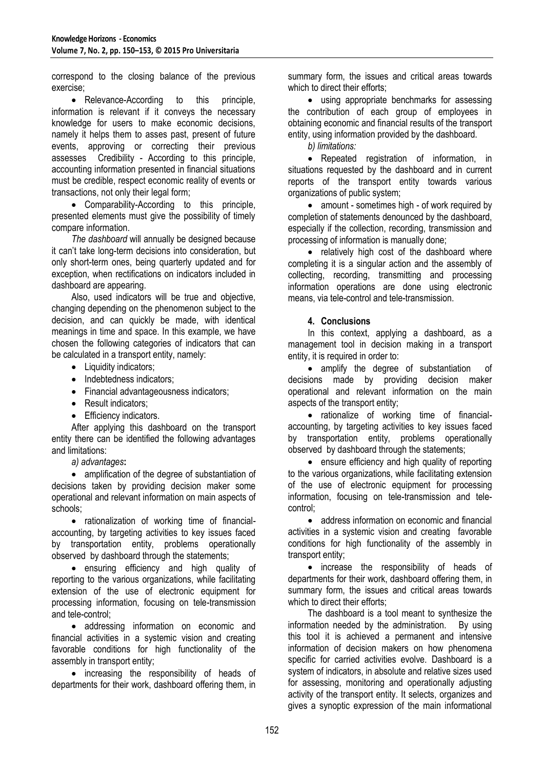correspond to the closing balance of the previous exercise;

- Relevance-According to this principle, information is relevant if it conveys the necessary knowledge for users to make economic decisions, namely it helps them to asses past, present of future events, approving or correcting their previous assesses Credibility - According to this principle, accounting information presented in financial situations must be credible, respect economic reality of events or transactions, not only their legal form;
- Comparability-According to this principle, presented elements must give the possibility of timely compare information.

*The dashboard* will annually be designed because it can't take long-term decisions into consideration, but only short-term ones, being quarterly updated and for exception, when rectifications on indicators included in dashboard are appearing.

Also, used indicators will be true and objective, changing depending on the phenomenon subject to the decision, and can quickly be made, with identical meanings in time and space. In this example, we have chosen the following categories of indicators that can be calculated in a transport entity, namely:

- Liquidity indicators;
- Indebtedness indicators;
- Financial advantageousness indicators;
- Result indicators;
- Efficiency indicators.

After applying this dashboard on the transport entity there can be identified the following advantages and limitations:

*a) advantages***:**

- amplification of the degree of substantiation of decisions taken by providing decision maker some operational and relevant information on main aspects of schools;
- rationalization of working time of financial-accounting, by targeting activities to key issues faced by transportation entity, problems operationally observed by dashboard through the statements;
- ensuring efficiency and high quality of reporting to the various organizations, while facilitating extension of the use of electronic equipment for processing information, focusing on tele-transmission and tele-control;
- addressing information on economic and financial activities in a systemic vision and creating favorable conditions for high functionality of the assembly in transport entity;
- increasing the responsibility of heads of departments for their work, dashboard offering them, in summary form, the issues and critical areas towards which to direct their efforts;
- using appropriate benchmarks for assessing the contribution of each group of employees in obtaining economic and financial results of the transport entity, using information provided by the dashboard.

*b) limitations:*

- Repeated registration of information, in situations requested by the dashboard and in current reports of the transport entity towards various organizations of public system;
- amount - sometimes high - of work required by completion of statements denounced by the dashboard, especially if the collection, recording, transmission and processing of information is manually done;
- relatively high cost of the dashboard where completing it is a singular action and the assembly of collecting, recording, transmitting and processing information operations are done using electronic means, via tele-control and tele-transmission.

## 4. Conclusions

In this context, applying a dashboard, as a management tool in decision making in a transport entity, it is required in order to:

- amplify the degree of substantiation of decisions made by providing decision maker operational and relevant information on the main aspects of the transport entity;
- rationalize of working time of financial-accounting, by targeting activities to key issues faced by transportation entity, problems operationally observed by dashboard through the statements;
- ensure efficiency and high quality of reporting to the various organizations, while facilitating extension of the use of electronic equipment for processing information, focusing on tele-transmission and tele-control;
- address information on economic and financial activities in a systemic vision and creating favorable conditions for high functionality of the assembly in transport entity;
- increase the responsibility of heads of departments for their work, dashboard offering them, in summary form, the issues and critical areas towards which to direct their efforts;

The dashboard is a tool meant to synthesize the information needed by the administration. By using this tool it is achieved a permanent and intensive information of decision makers on how phenomena specific for carried activities evolve. Dashboard is a system of indicators, in absolute and relative sizes used for assessing, monitoring and operationally adjusting activity of the transport entity. It selects, organizes and gives a synoptic expression of the main informational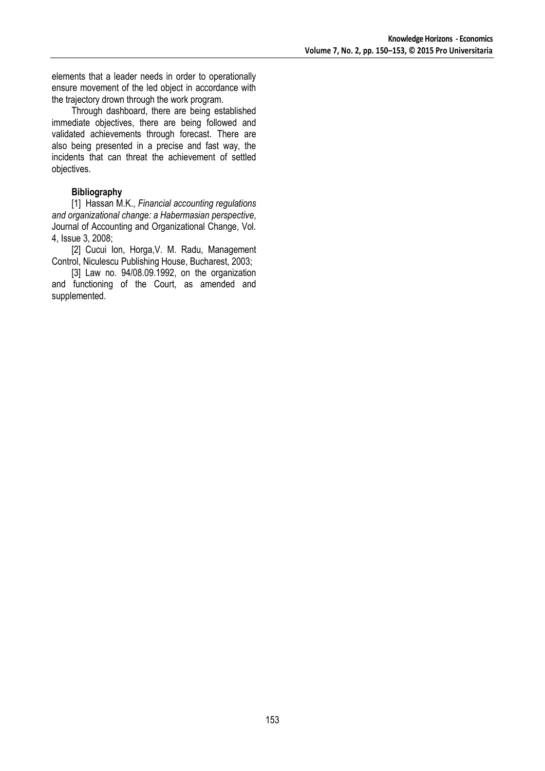elements that a leader needs in order to operationally ensure movement of the led object in accordance with the trajectory drown through the work program.

Through dashboard, there are being established immediate objectives, there are being followed and validated achievements through forecast. There are also being presented in a precise and fast way, the incidents that can threat the achievement of settled objectives.

**Bibliography**

[1] Hassan M.K., *Financial accounting regulations and organizational change: a Habermasian perspective*, Journal of Accounting and Organizational Change, Vol. 4, Issue 3, 2008;

[2] Cucui Ion, Horga,V. M. Radu, Management Control, Niculescu Publishing House, Bucharest, 2003;

[3] Law no. 94/08.09.1992, on the organization and functioning of the Court, as amended and supplemented.